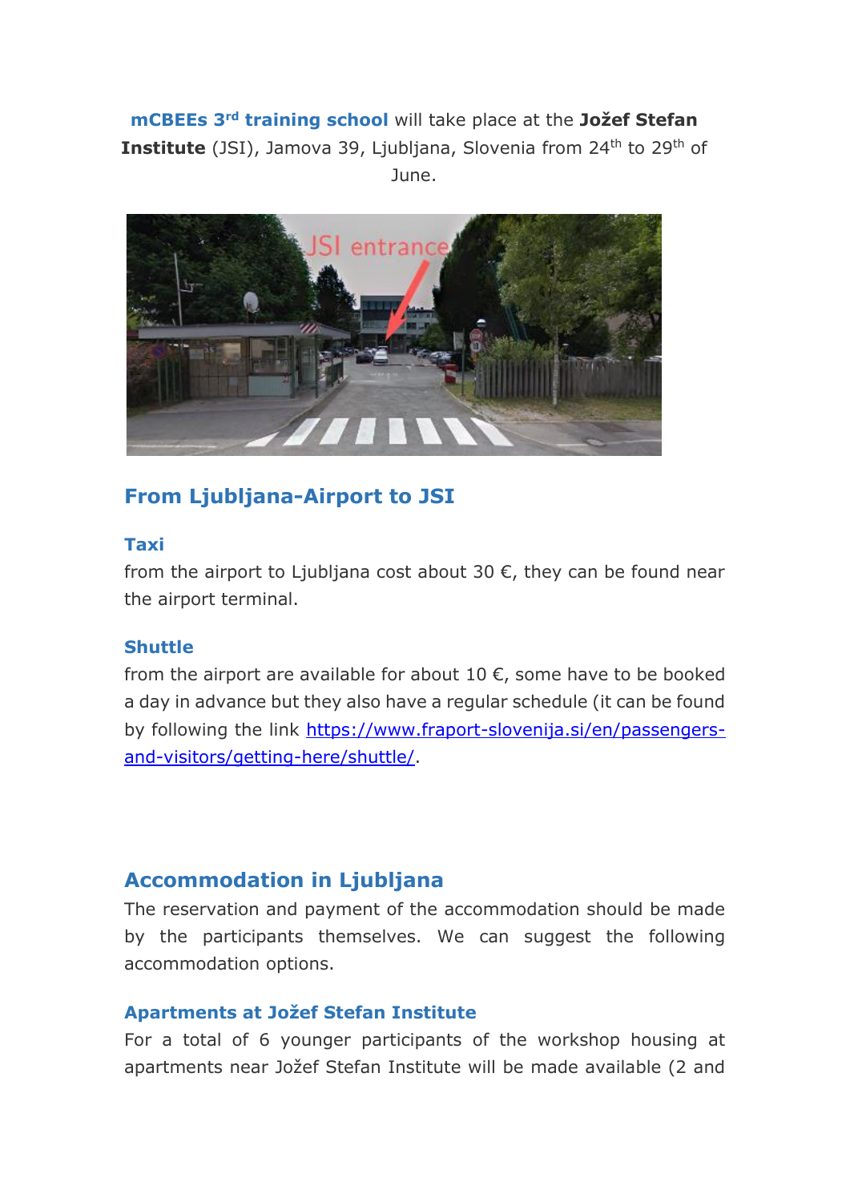**mCBEEs 3rd training school** will take place at the **Jožef Stefan Institute** (JSI), Jamova 39, Ljubljana, Slovenia from 24th to 29th of June.

## From Ljubljana-Airport to JSI

### Taxi

from the airport to Ljubljana cost about 30 €, they can be found near the airport terminal.

### Shuttle

from the airport are available for about 10 €, some have to be booked a day in advance but they also have a regular schedule (it can be found by following the link https://www.fraport-slovenija.si/en/passengers-and-visitors/getting-here/shuttle/.

## Accommodation in Ljubljana

The reservation and payment of the accommodation should be made by the participants themselves. We can suggest the following accommodation options.

### Apartments at Jožef Stefan Institute

For a total of 6 younger participants of the workshop housing at apartments near Jožef Stefan Institute will be made available (2 and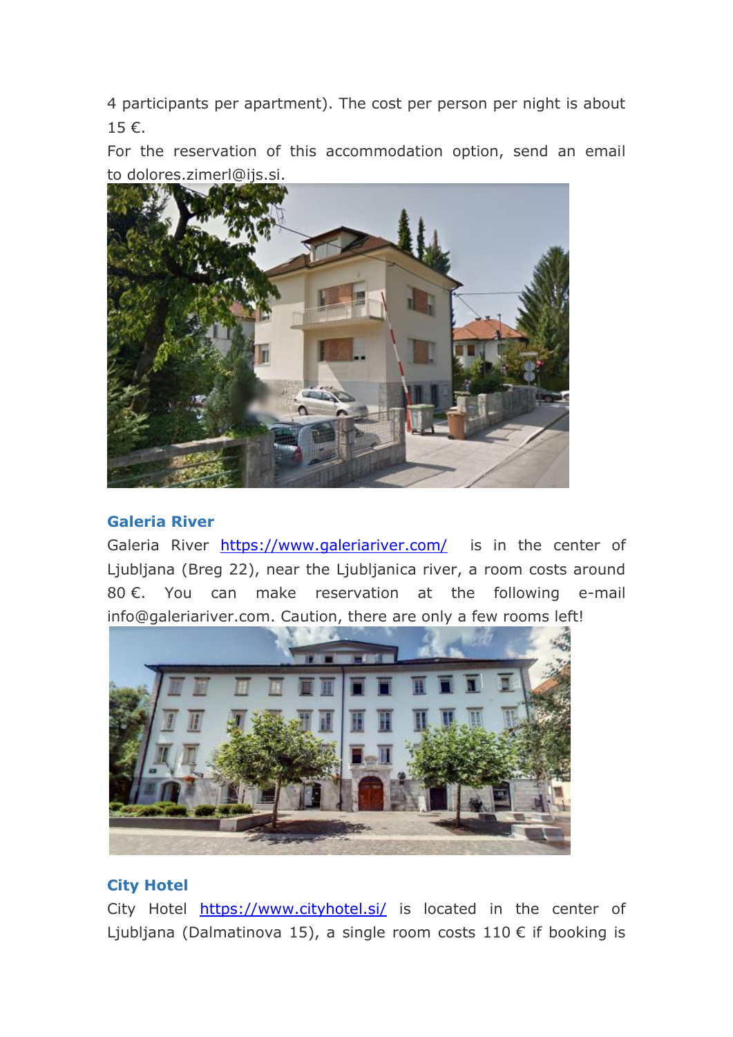4 participants per apartment). The cost per person per night is about 15 €.
For the reservation of this accommodation option, send an email to dolores.zimerl@ijs.si.

### Galeria River

Galeria River https://www.galeriariver.com/ is in the center of Ljubljana (Breg 22), near the Ljubljanica river, a room costs around 80 €. You can make reservation at the following e-mail info@galeriariver.com. Caution, there are only a few rooms left!

### City Hotel

City Hotel https://www.cityhotel.si/ is located in the center of Ljubljana (Dalmatinova 15), a single room costs 110 € if booking is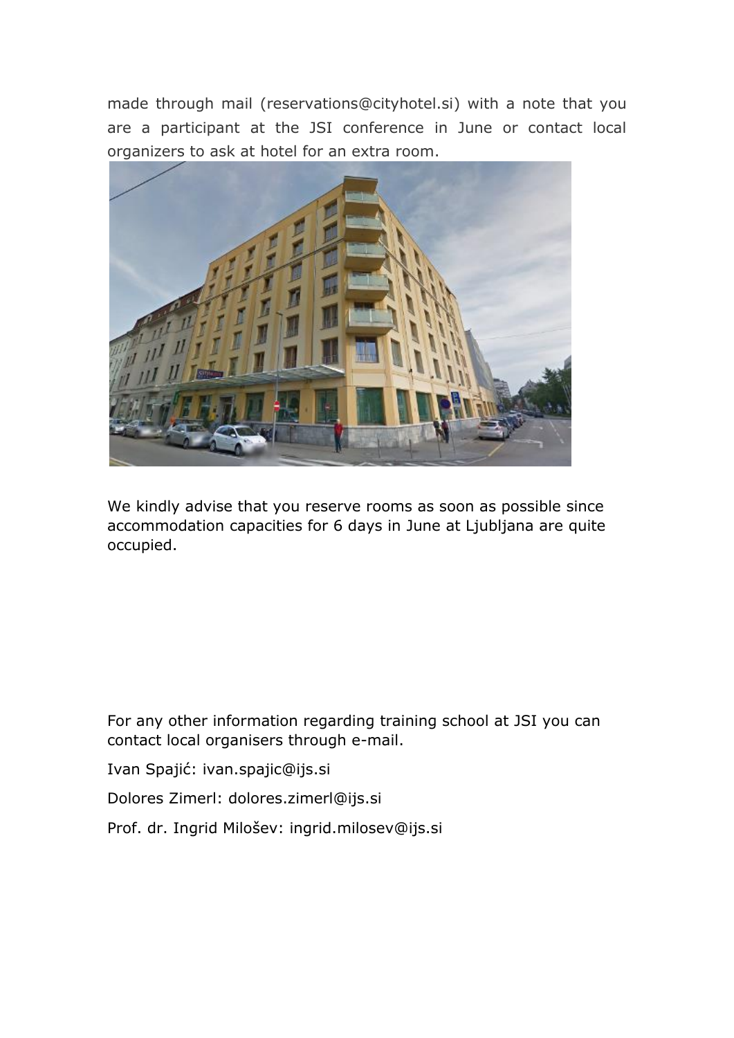made through mail (reservations@cityhotel.si) with a note that you are a participant at the JSI conference in June or contact local organizers to ask at hotel for an extra room.

We kindly advise that you reserve rooms as soon as possible since accommodation capacities for 6 days in June at Ljubljana are quite occupied.

For any other information regarding training school at JSI you can contact local organisers through e-mail.

Ivan Spajić: ivan.spajic@ijs.si

Dolores Zimerl: dolores.zimerl@ijs.si

Prof. dr. Ingrid Milošev: ingrid.milosev@ijs.si